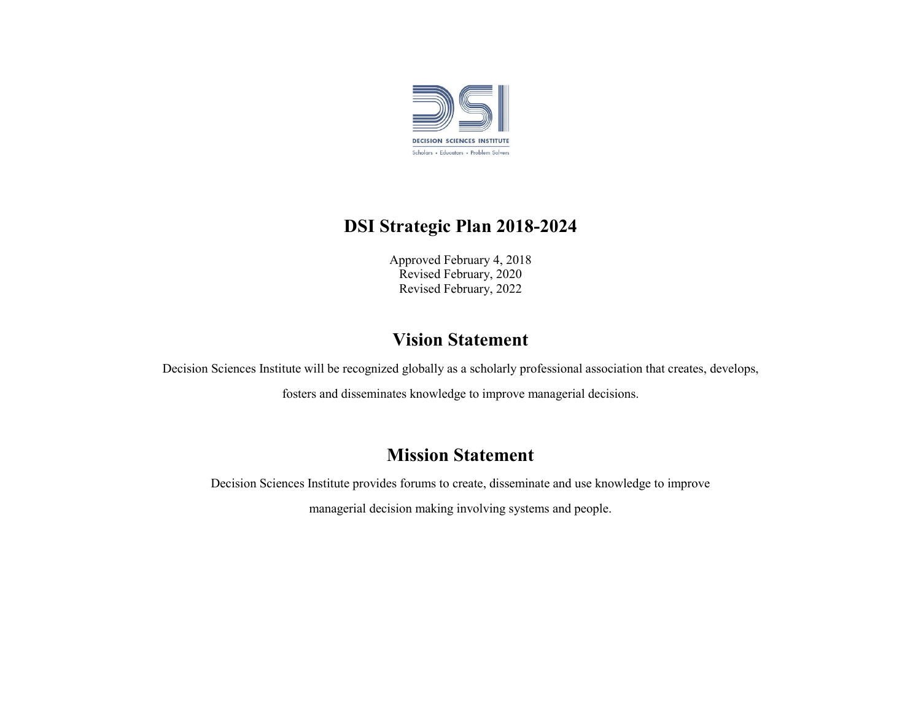# DSI Strategic Plan 2018-2024

Approved February 4, 2018
Revised February, 2020
Revised February, 2022

## Vision Statement

Decision Sciences Institute will be recognized globally as a scholarly professional association that creates, develops, fosters and disseminates knowledge to improve managerial decisions.

## Mission Statement

Decision Sciences Institute provides forums to create, disseminate and use knowledge to improve managerial decision making involving systems and people.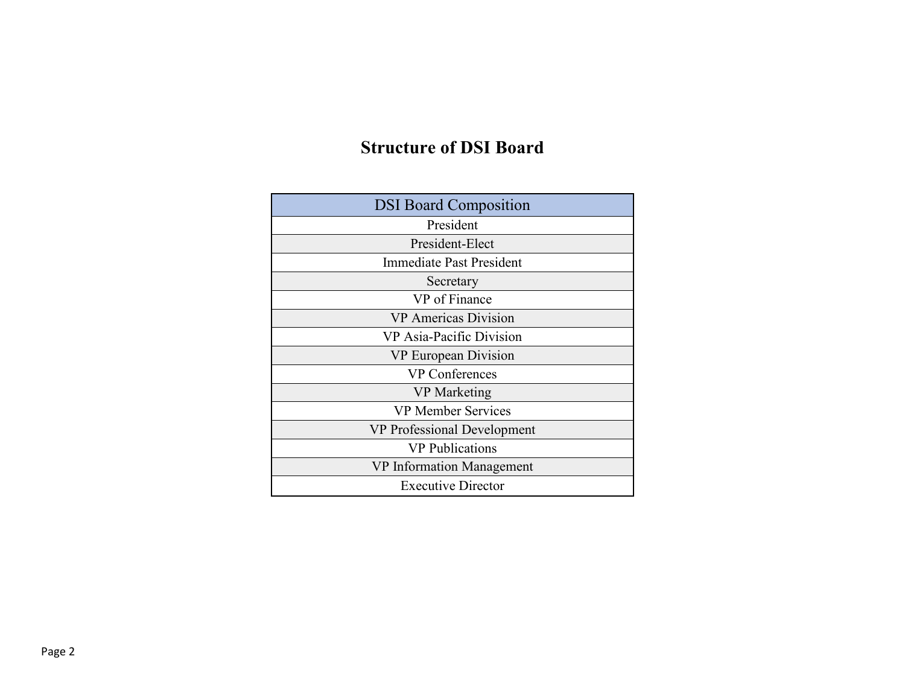## Structure of DSI Board

| DSI Board Composition |
| --- |
| President |
| President-Elect |
| Immediate Past President |
| Secretary |
| VP of Finance |
| VP Americas Division |
| VP Asia-Pacific Division |
| VP European Division |
| VP Conferences |
| VP Marketing |
| VP Member Services |
| VP Professional Development |
| VP Publications |
| VP Information Management |
| Executive Director |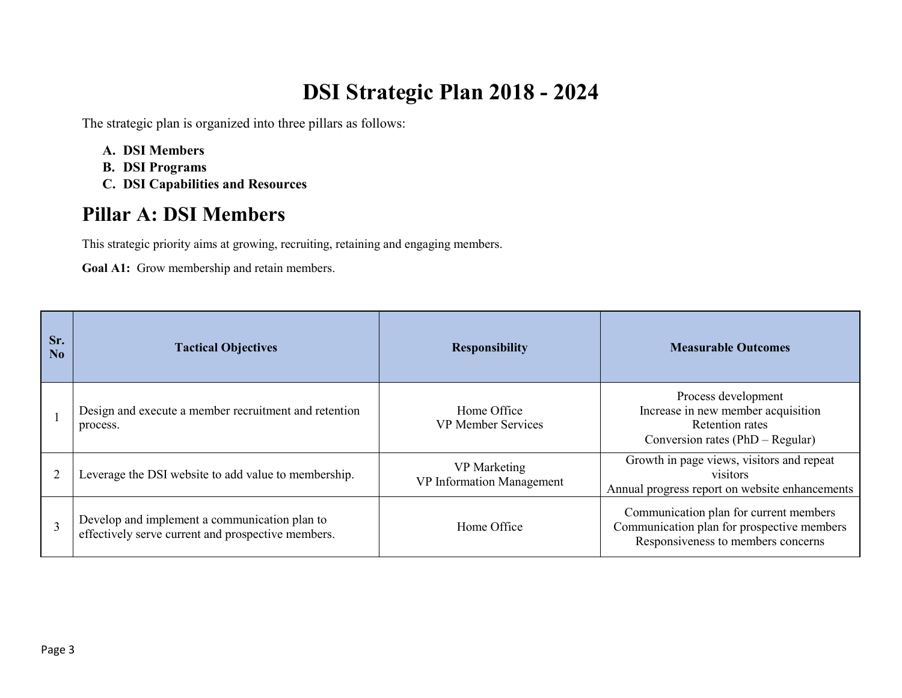# DSI Strategic Plan 2018 - 2024

The strategic plan is organized into three pillars as follows:

A. **DSI Members**
B. **DSI Programs**
C. **DSI Capabilities and Resources**

## Pillar A: DSI Members

This strategic priority aims at growing, recruiting, retaining and engaging members.

**Goal A1:** Grow membership and retain members.

| Sr. No | Tactical Objectives | Responsibility | Measurable Outcomes |
|---|---|---|---|
| 1 | Design and execute a member recruitment and retention process. | Home Office<br>VP Member Services | Process development<br>Increase in new member acquisition<br>Retention rates<br>Conversion rates (PhD – Regular) |
| 2 | Leverage the DSI website to add value to membership. | VP Marketing<br>VP Information Management | Growth in page views, visitors and repeat visitors<br>Annual progress report on website enhancements |
| 3 | Develop and implement a communication plan to effectively serve current and prospective members. | Home Office | Communication plan for current members<br>Communication plan for prospective members<br>Responsiveness to members concerns |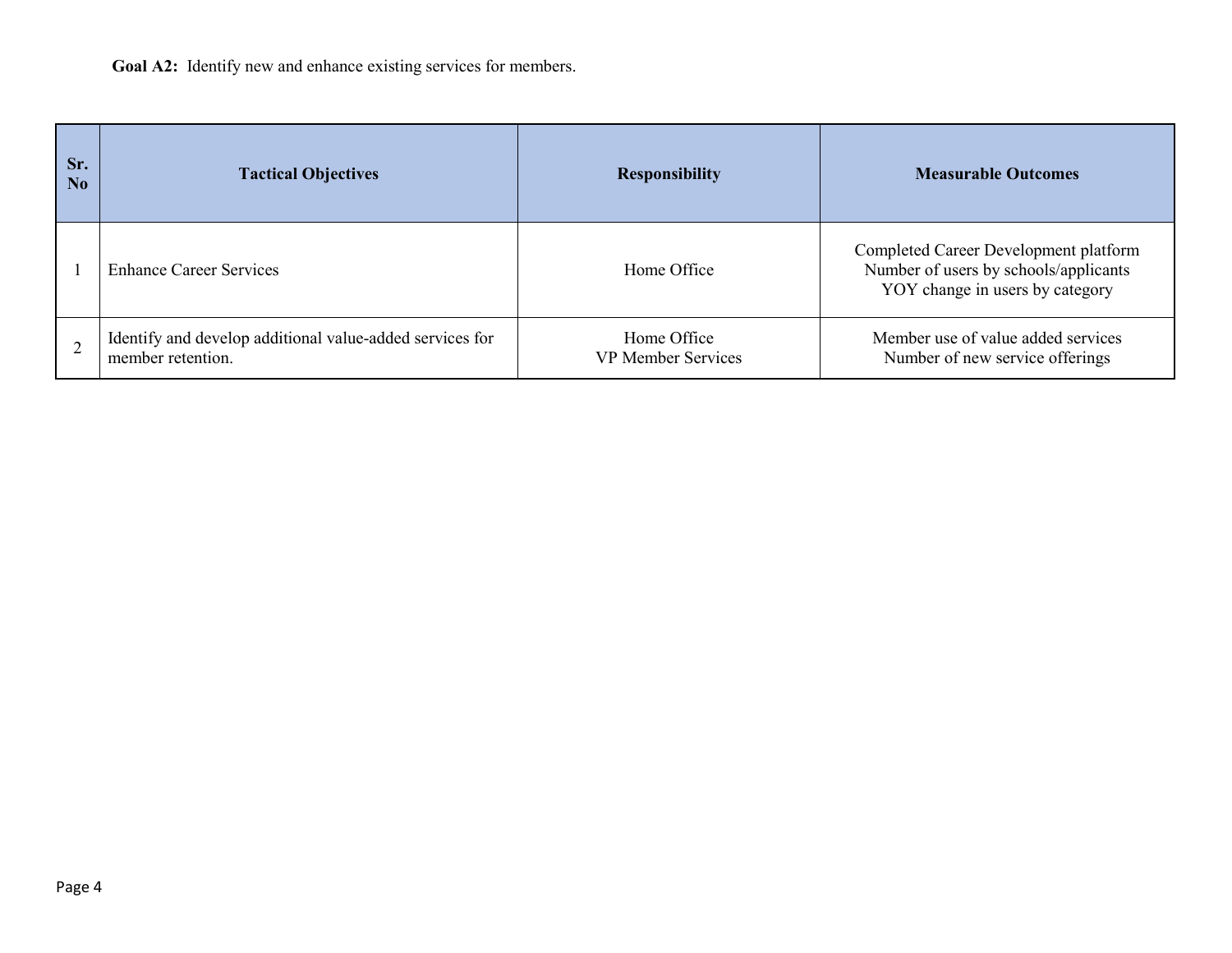**Goal A2:** Identify new and enhance existing services for members.

| Sr. No | Tactical Objectives | Responsibility | Measurable Outcomes |
|---|---|---|---|
| 1 | Enhance Career Services | Home Office | Completed Career Development platform<br>Number of users by schools/applicants<br>YOY change in users by category |
| 2 | Identify and develop additional value-added services for member retention. | Home Office<br>VP Member Services | Member use of value added services<br>Number of new service offerings |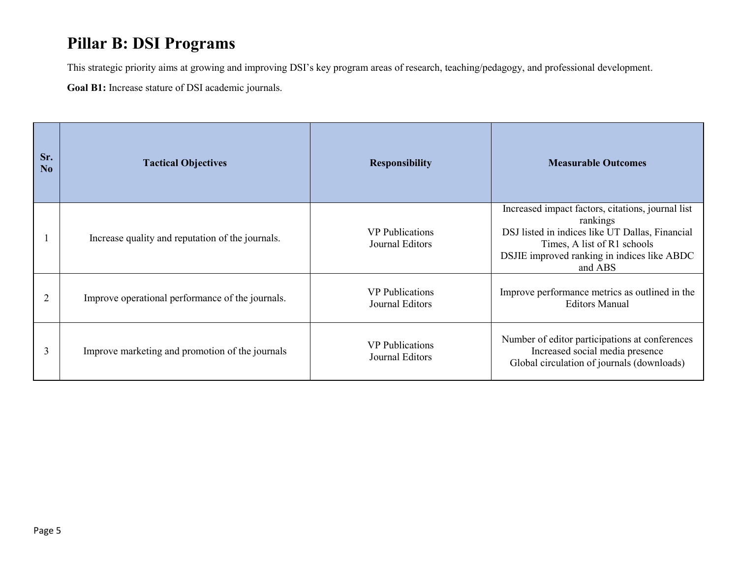# Pillar B: DSI Programs

This strategic priority aims at growing and improving DSI's key program areas of research, teaching/pedagogy, and professional development.

**Goal B1:** Increase stature of DSI academic journals.

| Sr. No | Tactical Objectives | Responsibility | Measurable Outcomes |
|---|---|---|---|
| 1 | Increase quality and reputation of the journals. | VP Publications<br>Journal Editors | Increased impact factors, citations, journal list rankings<br>DSJ listed in indices like UT Dallas, Financial Times, A list of R1 schools<br>DSJIE improved ranking in indices like ABDC and ABS |
| 2 | Improve operational performance of the journals. | VP Publications<br>Journal Editors | Improve performance metrics as outlined in the Editors Manual |
| 3 | Improve marketing and promotion of the journals | VP Publications<br>Journal Editors | Number of editor participations at conferences<br>Increased social media presence<br>Global circulation of journals (downloads) |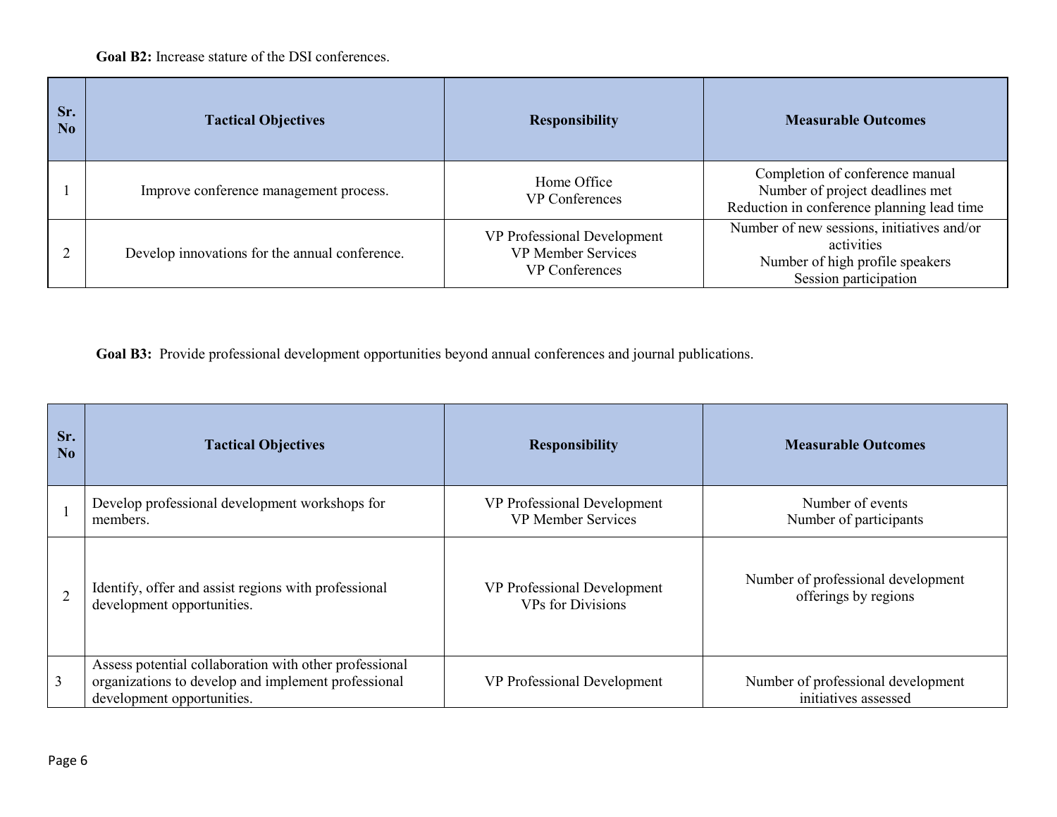**Goal B2:** Increase stature of the DSI conferences.

| Sr. No | Tactical Objectives | Responsibility | Measurable Outcomes |
|---|---|---|---|
| 1 | Improve conference management process. | Home Office<br>VP Conferences | Completion of conference manual<br>Number of project deadlines met<br>Reduction in conference planning lead time |
| 2 | Develop innovations for the annual conference. | VP Professional Development<br>VP Member Services<br>VP Conferences | Number of new sessions, initiatives and/or activities<br>Number of high profile speakers<br>Session participation |

**Goal B3:** Provide professional development opportunities beyond annual conferences and journal publications.

| Sr. No | Tactical Objectives | Responsibility | Measurable Outcomes |
|---|---|---|---|
| 1 | Develop professional development workshops for members. | VP Professional Development<br>VP Member Services | Number of events<br>Number of participants |
| 2 | Identify, offer and assist regions with professional development opportunities. | VP Professional Development<br>VPs for Divisions | Number of professional development offerings by regions |
| 3 | Assess potential collaboration with other professional organizations to develop and implement professional development opportunities. | VP Professional Development | Number of professional development initiatives assessed |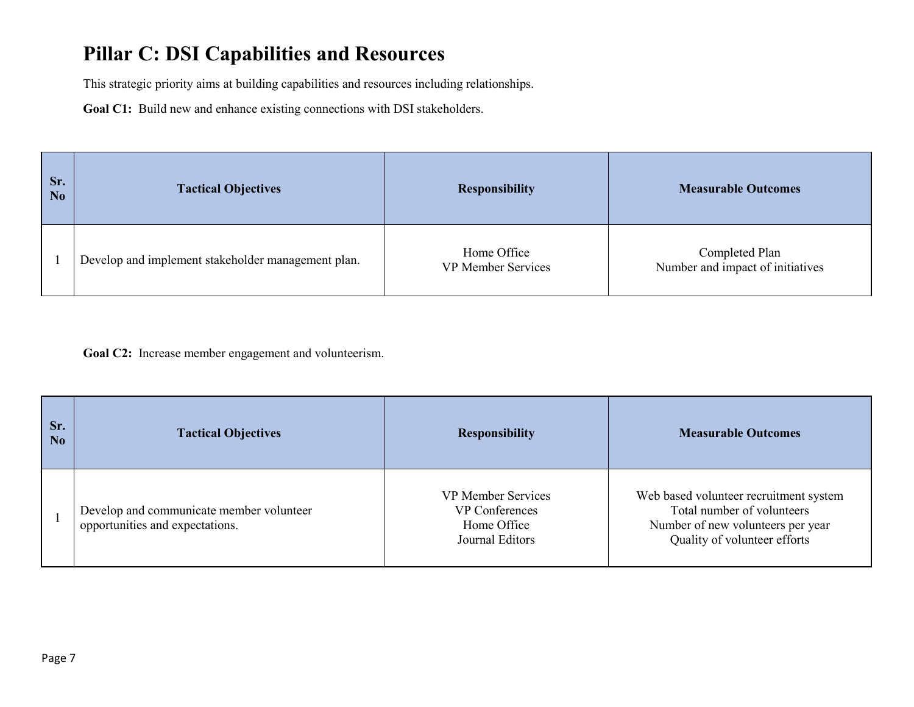# Pillar C: DSI Capabilities and Resources

This strategic priority aims at building capabilities and resources including relationships.

**Goal C1:** Build new and enhance existing connections with DSI stakeholders.

| Sr. No | Tactical Objectives | Responsibility | Measurable Outcomes |
|---|---|---|---|
| 1 | Develop and implement stakeholder management plan. | Home Office<br>VP Member Services | Completed Plan<br>Number and impact of initiatives |

**Goal C2:** Increase member engagement and volunteerism.

| Sr. No | Tactical Objectives | Responsibility | Measurable Outcomes |
|---|---|---|---|
| 1 | Develop and communicate member volunteer opportunities and expectations. | VP Member Services<br>VP Conferences<br>Home Office<br>Journal Editors | Web based volunteer recruitment system<br>Total number of volunteers<br>Number of new volunteers per year<br>Quality of volunteer efforts |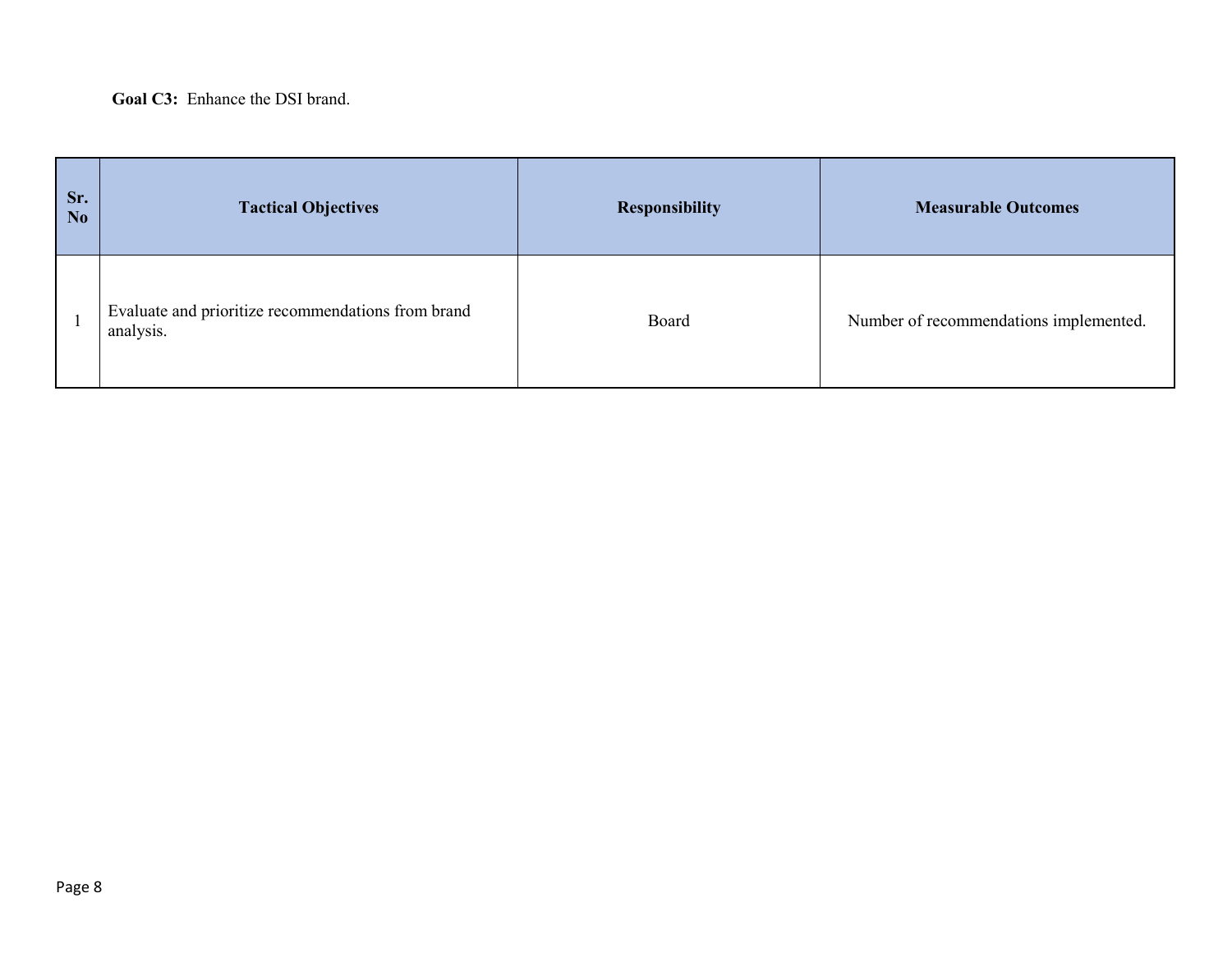**Goal C3:** Enhance the DSI brand.

| Sr. No | Tactical Objectives | Responsibility | Measurable Outcomes |
|---|---|---|---|
| 1 | Evaluate and prioritize recommendations from brand analysis. | Board | Number of recommendations implemented. |